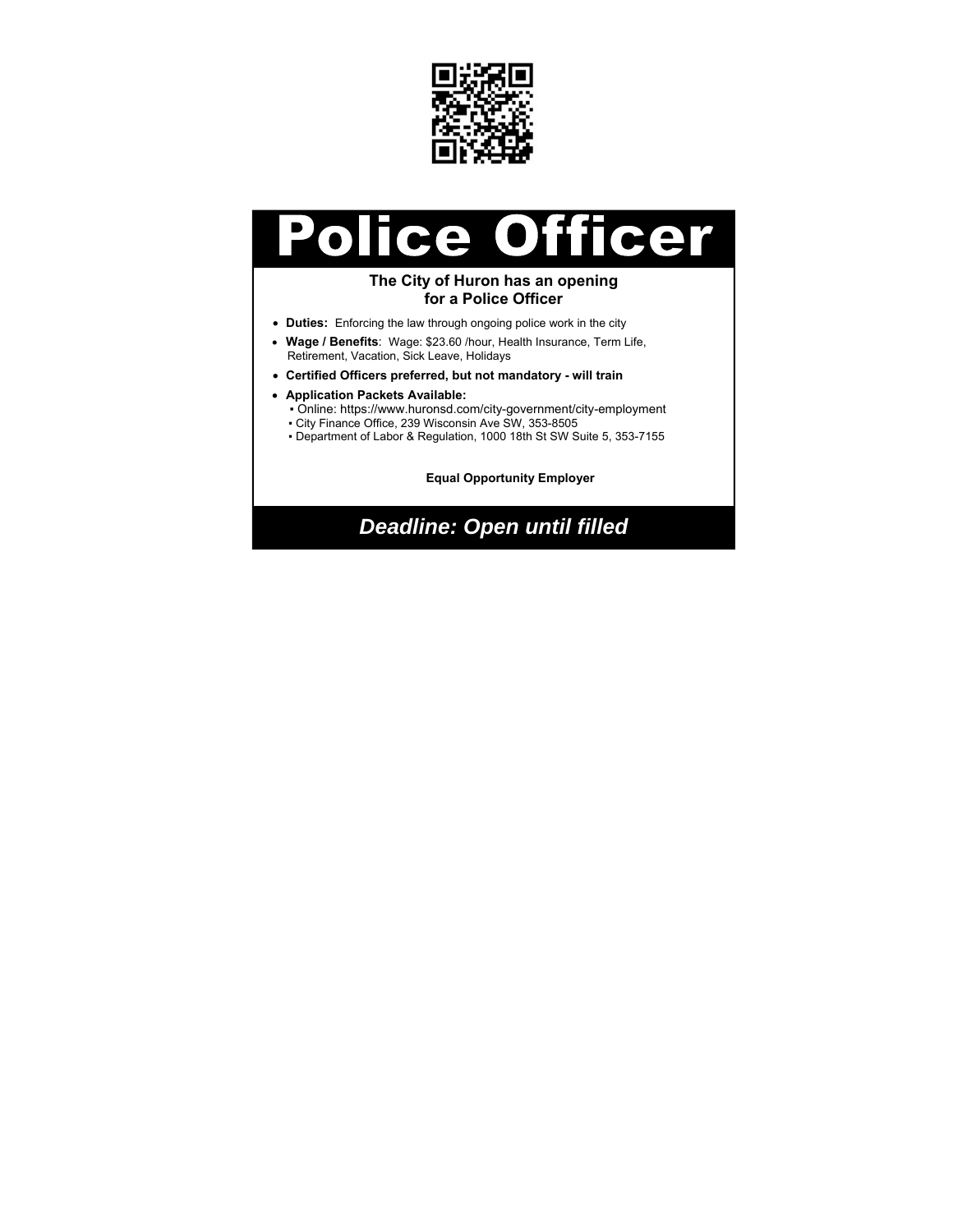# Police Officer

**The City of Huron has an opening for a Police Officer**

- **Duties:** Enforcing the law through ongoing police work in the city
- **Wage / Benefits**: Wage: $23.60 /hour, Health Insurance, Term Life, Retirement, Vacation, Sick Leave, Holidays
- **Certified Officers preferred, but not mandatory - will train**
- **Application Packets Available:**
  - Online: https://www.huronsd.com/city-government/city-employment
  - City Finance Office, 239 Wisconsin Ave SW, 353-8505
  - Department of Labor & Regulation, 1000 18th St SW Suite 5, 353-7155

**Equal Opportunity Employer**

***Deadline: Open until filled***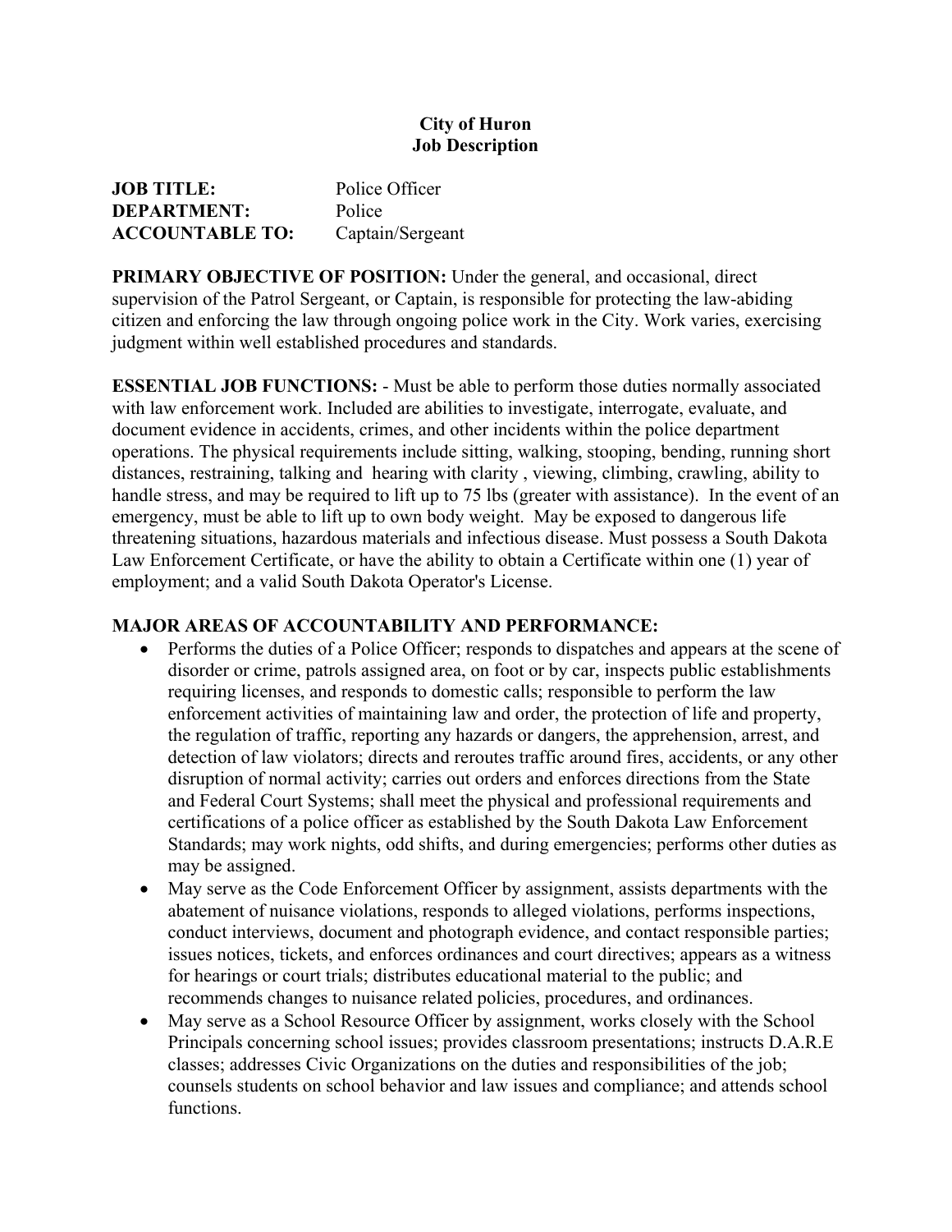**City of Huron**
**Job Description**

**JOB TITLE:** Police Officer
**DEPARTMENT:** Police
**ACCOUNTABLE TO:** Captain/Sergeant

**PRIMARY OBJECTIVE OF POSITION:** Under the general, and occasional, direct supervision of the Patrol Sergeant, or Captain, is responsible for protecting the law-abiding citizen and enforcing the law through ongoing police work in the City. Work varies, exercising judgment within well established procedures and standards.

**ESSENTIAL JOB FUNCTIONS:** - Must be able to perform those duties normally associated with law enforcement work. Included are abilities to investigate, interrogate, evaluate, and document evidence in accidents, crimes, and other incidents within the police department operations. The physical requirements include sitting, walking, stooping, bending, running short distances, restraining, talking and hearing with clarity , viewing, climbing, crawling, ability to handle stress, and may be required to lift up to 75 lbs (greater with assistance). In the event of an emergency, must be able to lift up to own body weight. May be exposed to dangerous life threatening situations, hazardous materials and infectious disease. Must possess a South Dakota Law Enforcement Certificate, or have the ability to obtain a Certificate within one (1) year of employment; and a valid South Dakota Operator's License.

**MAJOR AREAS OF ACCOUNTABILITY AND PERFORMANCE:**

- Performs the duties of a Police Officer; responds to dispatches and appears at the scene of disorder or crime, patrols assigned area, on foot or by car, inspects public establishments requiring licenses, and responds to domestic calls; responsible to perform the law enforcement activities of maintaining law and order, the protection of life and property, the regulation of traffic, reporting any hazards or dangers, the apprehension, arrest, and detection of law violators; directs and reroutes traffic around fires, accidents, or any other disruption of normal activity; carries out orders and enforces directions from the State and Federal Court Systems; shall meet the physical and professional requirements and certifications of a police officer as established by the South Dakota Law Enforcement Standards; may work nights, odd shifts, and during emergencies; performs other duties as may be assigned.
- May serve as the Code Enforcement Officer by assignment, assists departments with the abatement of nuisance violations, responds to alleged violations, performs inspections, conduct interviews, document and photograph evidence, and contact responsible parties; issues notices, tickets, and enforces ordinances and court directives; appears as a witness for hearings or court trials; distributes educational material to the public; and recommends changes to nuisance related policies, procedures, and ordinances.
- May serve as a School Resource Officer by assignment, works closely with the School Principals concerning school issues; provides classroom presentations; instructs D.A.R.E classes; addresses Civic Organizations on the duties and responsibilities of the job; counsels students on school behavior and law issues and compliance; and attends school functions.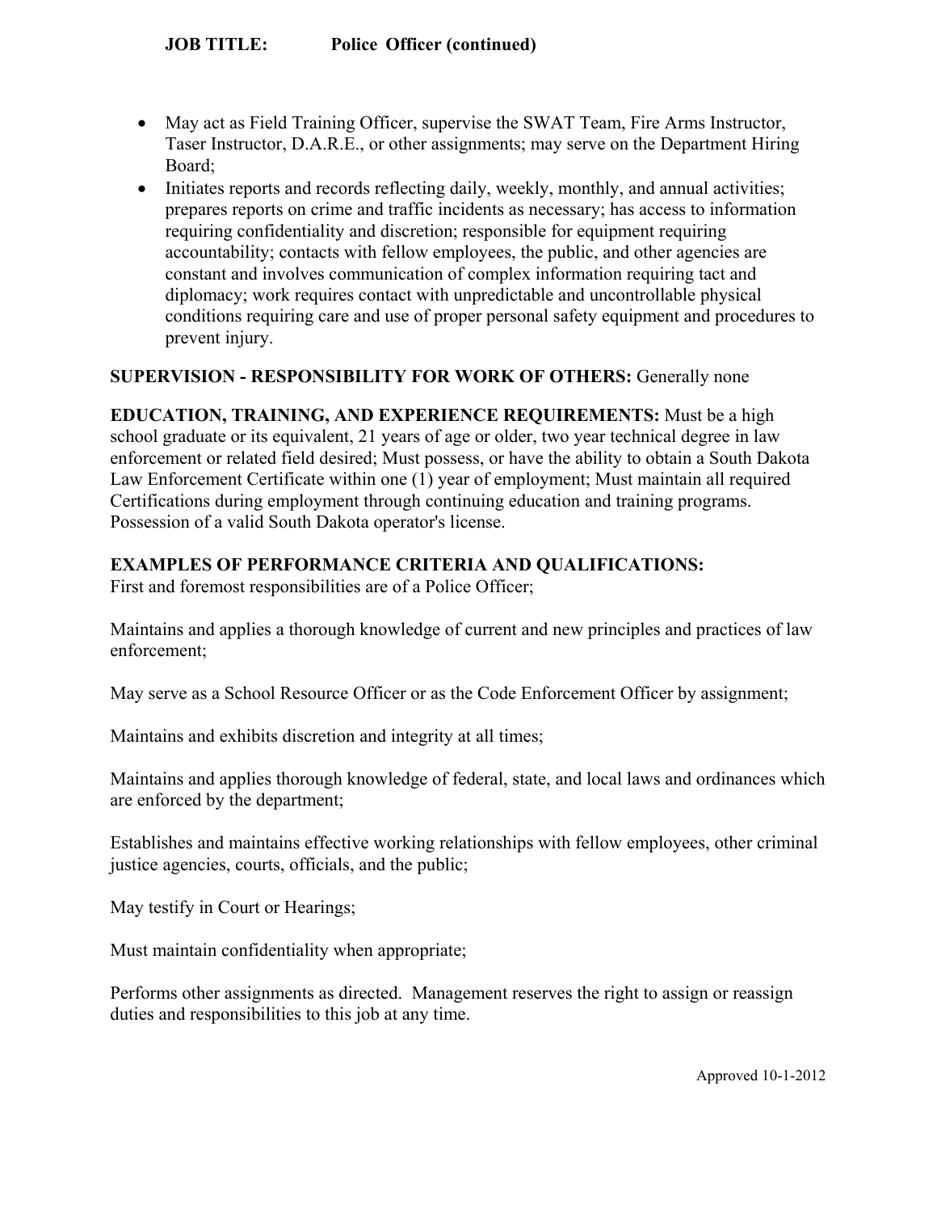**JOB TITLE: Police Officer (continued)**

- May act as Field Training Officer, supervise the SWAT Team, Fire Arms Instructor, Taser Instructor, D.A.R.E., or other assignments; may serve on the Department Hiring Board;
- Initiates reports and records reflecting daily, weekly, monthly, and annual activities; prepares reports on crime and traffic incidents as necessary; has access to information requiring confidentiality and discretion; responsible for equipment requiring accountability; contacts with fellow employees, the public, and other agencies are constant and involves communication of complex information requiring tact and diplomacy; work requires contact with unpredictable and uncontrollable physical conditions requiring care and use of proper personal safety equipment and procedures to prevent injury.

**SUPERVISION - RESPONSIBILITY FOR WORK OF OTHERS:** Generally none

**EDUCATION, TRAINING, AND EXPERIENCE REQUIREMENTS:** Must be a high school graduate or its equivalent, 21 years of age or older, two year technical degree in law enforcement or related field desired; Must possess, or have the ability to obtain a South Dakota Law Enforcement Certificate within one (1) year of employment; Must maintain all required Certifications during employment through continuing education and training programs. Possession of a valid South Dakota operator's license.

**EXAMPLES OF PERFORMANCE CRITERIA AND QUALIFICATIONS:**
First and foremost responsibilities are of a Police Officer;

Maintains and applies a thorough knowledge of current and new principles and practices of law enforcement;

May serve as a School Resource Officer or as the Code Enforcement Officer by assignment;

Maintains and exhibits discretion and integrity at all times;

Maintains and applies thorough knowledge of federal, state, and local laws and ordinances which are enforced by the department;

Establishes and maintains effective working relationships with fellow employees, other criminal justice agencies, courts, officials, and the public;

May testify in Court or Hearings;

Must maintain confidentiality when appropriate;

Performs other assignments as directed. Management reserves the right to assign or reassign duties and responsibilities to this job at any time.

Approved 10-1-2012